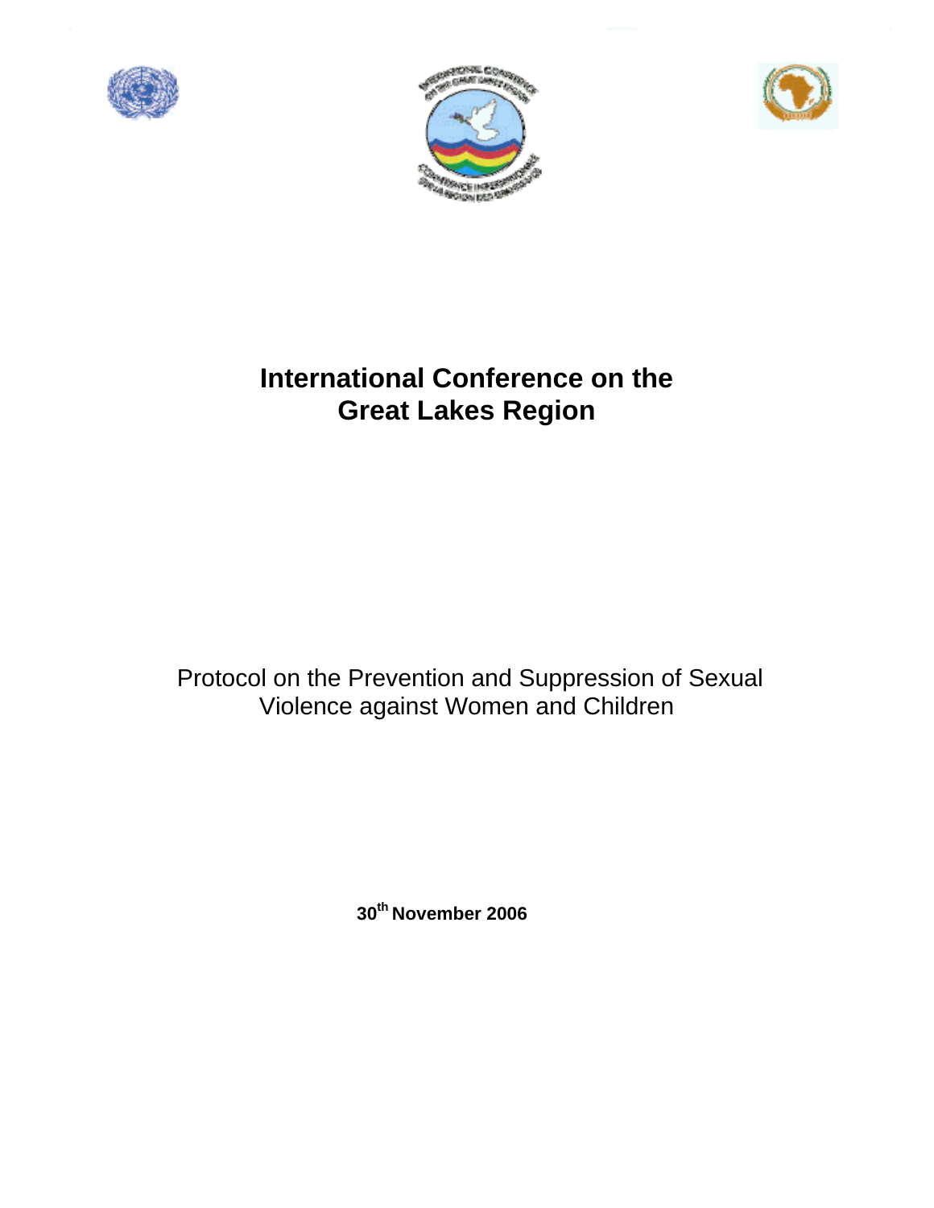# International Conference on the Great Lakes Region

Protocol on the Prevention and Suppression of Sexual Violence against Women and Children

**30th November 2006**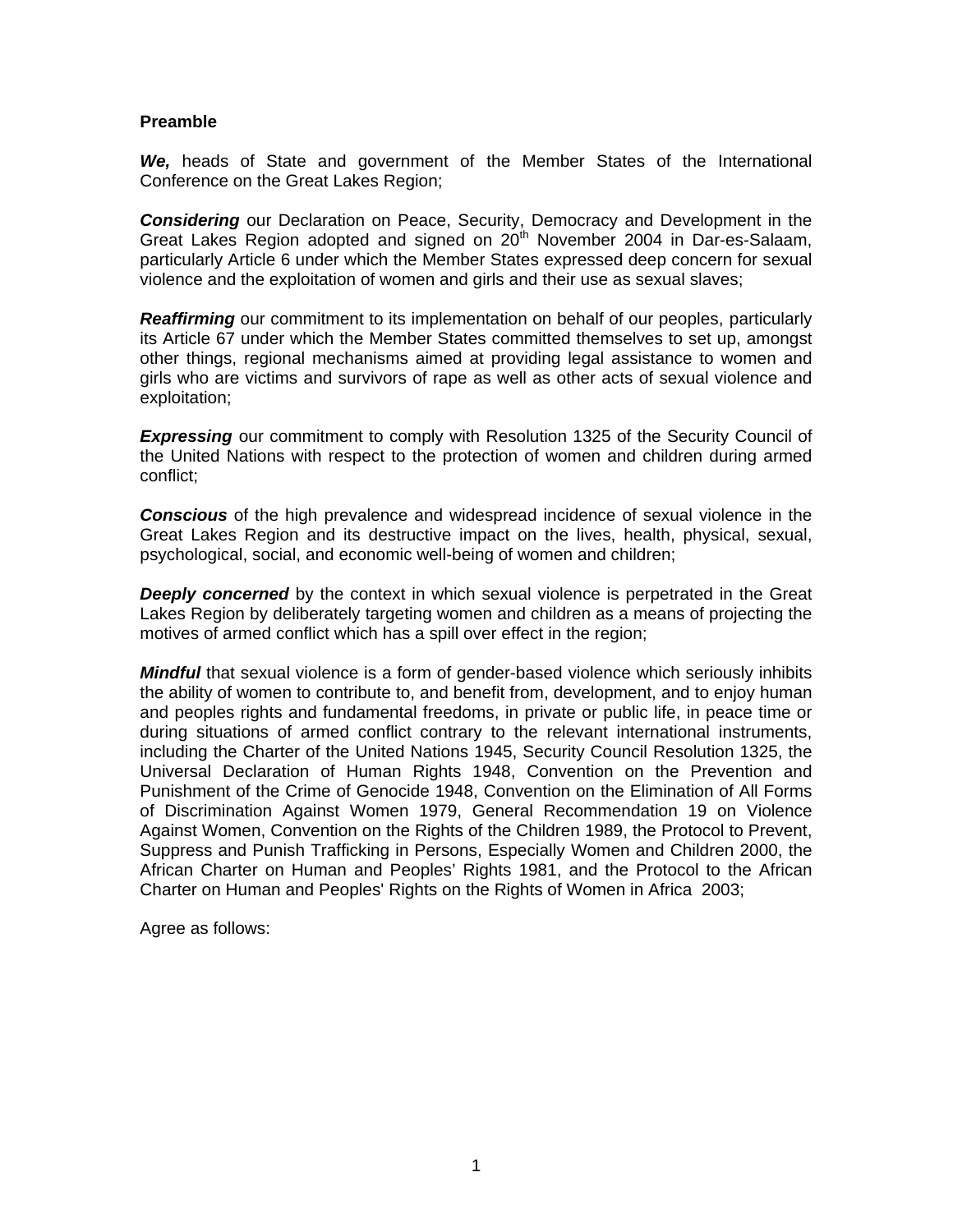**Preamble**

***We,*** heads of State and government of the Member States of the International Conference on the Great Lakes Region;

***Considering*** our Declaration on Peace, Security, Democracy and Development in the Great Lakes Region adopted and signed on 20th November 2004 in Dar-es-Salaam, particularly Article 6 under which the Member States expressed deep concern for sexual violence and the exploitation of women and girls and their use as sexual slaves;

***Reaffirming*** our commitment to its implementation on behalf of our peoples, particularly its Article 67 under which the Member States committed themselves to set up, amongst other things, regional mechanisms aimed at providing legal assistance to women and girls who are victims and survivors of rape as well as other acts of sexual violence and exploitation;

***Expressing*** our commitment to comply with Resolution 1325 of the Security Council of the United Nations with respect to the protection of women and children during armed conflict;

***Conscious*** of the high prevalence and widespread incidence of sexual violence in the Great Lakes Region and its destructive impact on the lives, health, physical, sexual, psychological, social, and economic well-being of women and children;

***Deeply concerned*** by the context in which sexual violence is perpetrated in the Great Lakes Region by deliberately targeting women and children as a means of projecting the motives of armed conflict which has a spill over effect in the region;

***Mindful*** that sexual violence is a form of gender-based violence which seriously inhibits the ability of women to contribute to, and benefit from, development, and to enjoy human and peoples rights and fundamental freedoms, in private or public life, in peace time or during situations of armed conflict contrary to the relevant international instruments, including the Charter of the United Nations 1945, Security Council Resolution 1325, the Universal Declaration of Human Rights 1948, Convention on the Prevention and Punishment of the Crime of Genocide 1948, Convention on the Elimination of All Forms of Discrimination Against Women 1979, General Recommendation 19 on Violence Against Women, Convention on the Rights of the Children 1989, the Protocol to Prevent, Suppress and Punish Trafficking in Persons, Especially Women and Children 2000, the African Charter on Human and Peoples' Rights 1981, and the Protocol to the African Charter on Human and Peoples' Rights on the Rights of Women in Africa 2003;

Agree as follows: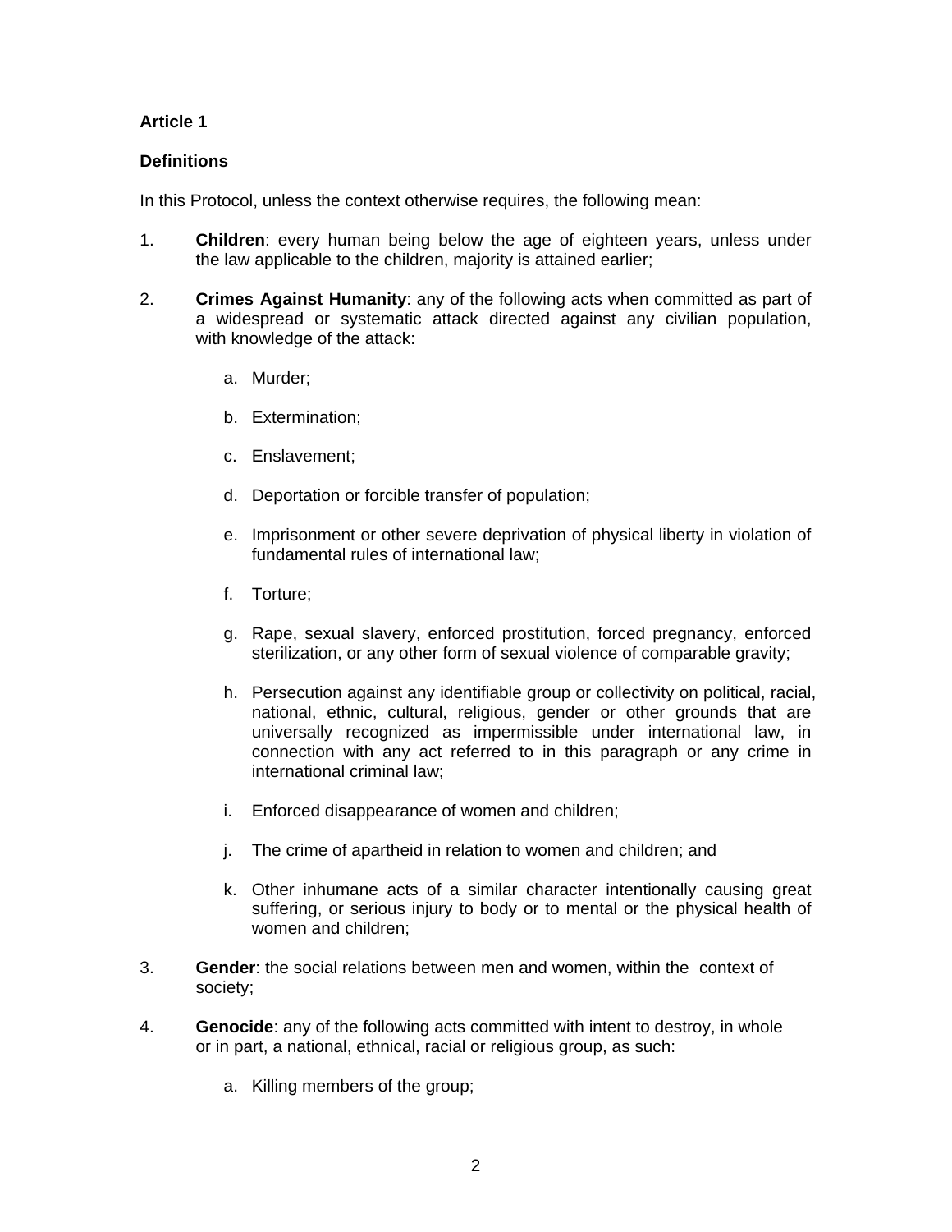**Article 1**

**Definitions**

In this Protocol, unless the context otherwise requires, the following mean:

1. **Children**: every human being below the age of eighteen years, unless under the law applicable to the children, majority is attained earlier;

2. **Crimes Against Humanity**: any of the following acts when committed as part of a widespread or systematic attack directed against any civilian population, with knowledge of the attack:

   a. Murder;

   b. Extermination;

   c. Enslavement;

   d. Deportation or forcible transfer of population;

   e. Imprisonment or other severe deprivation of physical liberty in violation of fundamental rules of international law;

   f. Torture;

   g. Rape, sexual slavery, enforced prostitution, forced pregnancy, enforced sterilization, or any other form of sexual violence of comparable gravity;

   h. Persecution against any identifiable group or collectivity on political, racial, national, ethnic, cultural, religious, gender or other grounds that are universally recognized as impermissible under international law, in connection with any act referred to in this paragraph or any crime in international criminal law;

   i. Enforced disappearance of women and children;

   j. The crime of apartheid in relation to women and children; and

   k. Other inhumane acts of a similar character intentionally causing great suffering, or serious injury to body or to mental or the physical health of women and children;

3. **Gender**: the social relations between men and women, within the context of society;

4. **Genocide**: any of the following acts committed with intent to destroy, in whole or in part, a national, ethnical, racial or religious group, as such:

   a. Killing members of the group;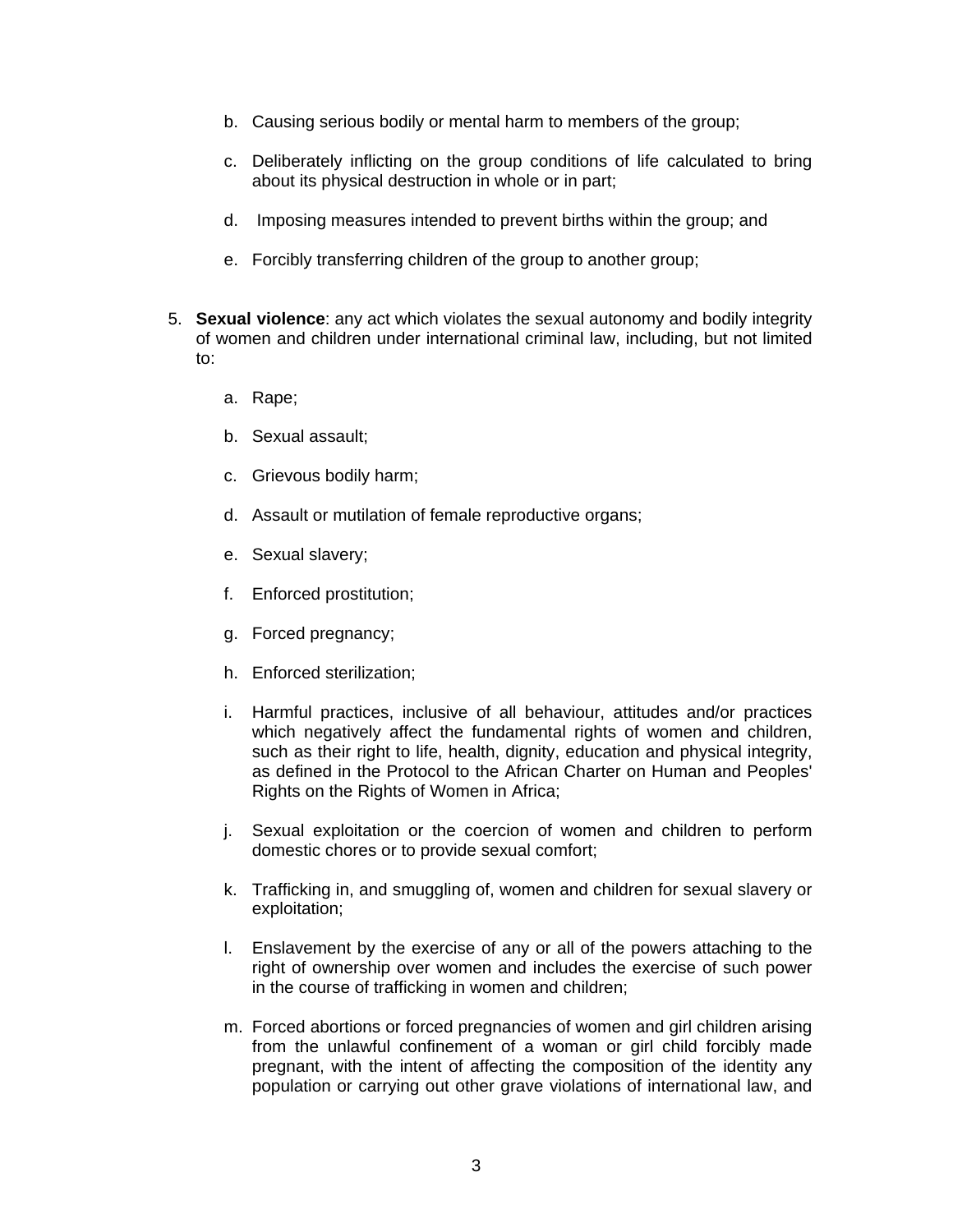b. Causing serious bodily or mental harm to members of the group;

c. Deliberately inflicting on the group conditions of life calculated to bring about its physical destruction in whole or in part;

d. Imposing measures intended to prevent births within the group; and

e. Forcibly transferring children of the group to another group;

5. **Sexual violence**: any act which violates the sexual autonomy and bodily integrity of women and children under international criminal law, including, but not limited to:

   a. Rape;

   b. Sexual assault;

   c. Grievous bodily harm;

   d. Assault or mutilation of female reproductive organs;

   e. Sexual slavery;

   f. Enforced prostitution;

   g. Forced pregnancy;

   h. Enforced sterilization;

   i. Harmful practices, inclusive of all behaviour, attitudes and/or practices which negatively affect the fundamental rights of women and children, such as their right to life, health, dignity, education and physical integrity, as defined in the Protocol to the African Charter on Human and Peoples' Rights on the Rights of Women in Africa;

   j. Sexual exploitation or the coercion of women and children to perform domestic chores or to provide sexual comfort;

   k. Trafficking in, and smuggling of, women and children for sexual slavery or exploitation;

   l. Enslavement by the exercise of any or all of the powers attaching to the right of ownership over women and includes the exercise of such power in the course of trafficking in women and children;

   m. Forced abortions or forced pregnancies of women and girl children arising from the unlawful confinement of a woman or girl child forcibly made pregnant, with the intent of affecting the composition of the identity any population or carrying out other grave violations of international law, and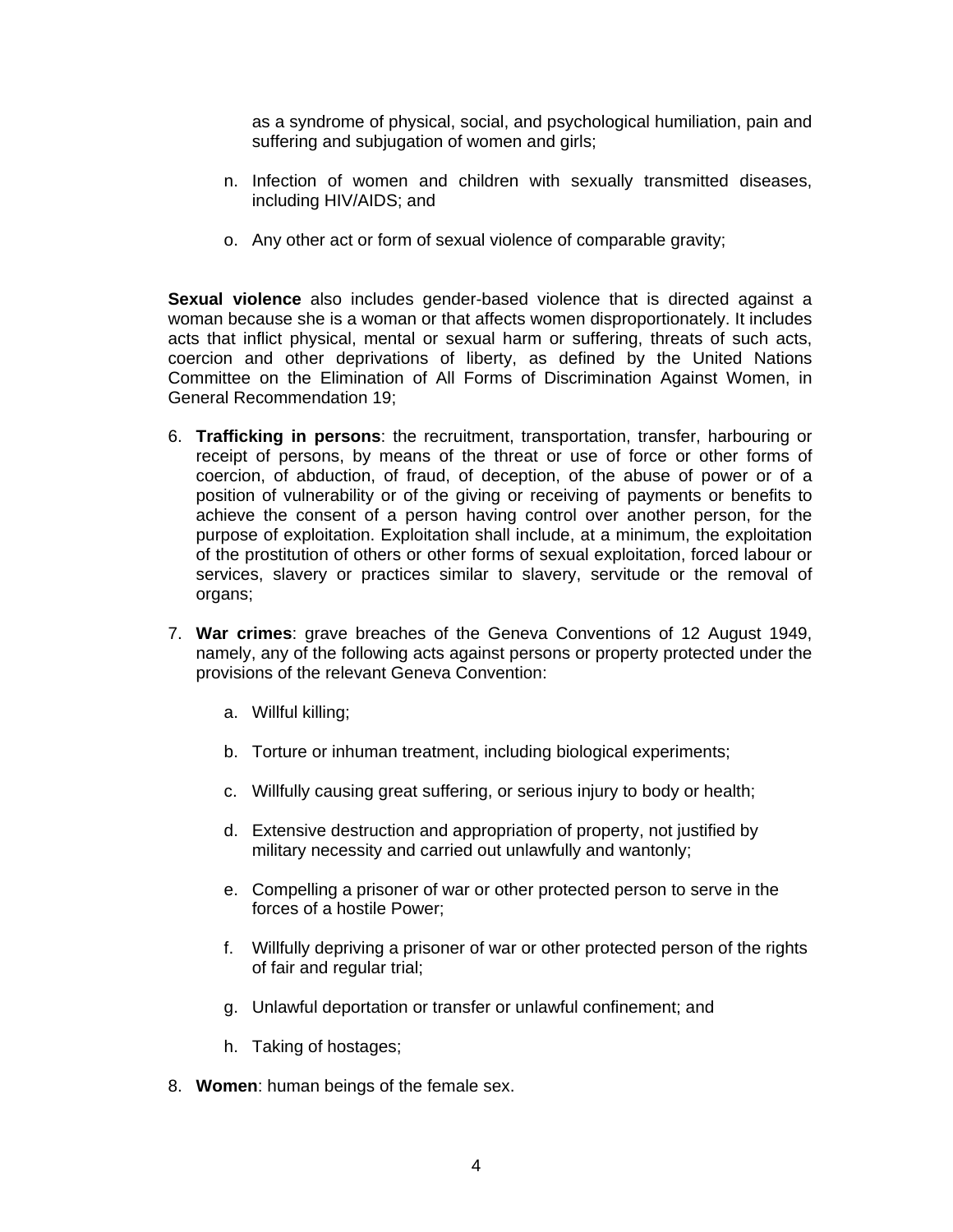as a syndrome of physical, social, and psychological humiliation, pain and suffering and subjugation of women and girls;

n. Infection of women and children with sexually transmitted diseases, including HIV/AIDS; and

o. Any other act or form of sexual violence of comparable gravity;

**Sexual violence** also includes gender-based violence that is directed against a woman because she is a woman or that affects women disproportionately. It includes acts that inflict physical, mental or sexual harm or suffering, threats of such acts, coercion and other deprivations of liberty, as defined by the United Nations Committee on the Elimination of All Forms of Discrimination Against Women, in General Recommendation 19;

6. **Trafficking in persons**: the recruitment, transportation, transfer, harbouring or receipt of persons, by means of the threat or use of force or other forms of coercion, of abduction, of fraud, of deception, of the abuse of power or of a position of vulnerability or of the giving or receiving of payments or benefits to achieve the consent of a person having control over another person, for the purpose of exploitation. Exploitation shall include, at a minimum, the exploitation of the prostitution of others or other forms of sexual exploitation, forced labour or services, slavery or practices similar to slavery, servitude or the removal of organs;

7. **War crimes**: grave breaches of the Geneva Conventions of 12 August 1949, namely, any of the following acts against persons or property protected under the provisions of the relevant Geneva Convention:

   a. Willful killing;

   b. Torture or inhuman treatment, including biological experiments;

   c. Willfully causing great suffering, or serious injury to body or health;

   d. Extensive destruction and appropriation of property, not justified by military necessity and carried out unlawfully and wantonly;

   e. Compelling a prisoner of war or other protected person to serve in the forces of a hostile Power;

   f. Willfully depriving a prisoner of war or other protected person of the rights of fair and regular trial;

   g. Unlawful deportation or transfer or unlawful confinement; and

   h. Taking of hostages;

8. **Women**: human beings of the female sex.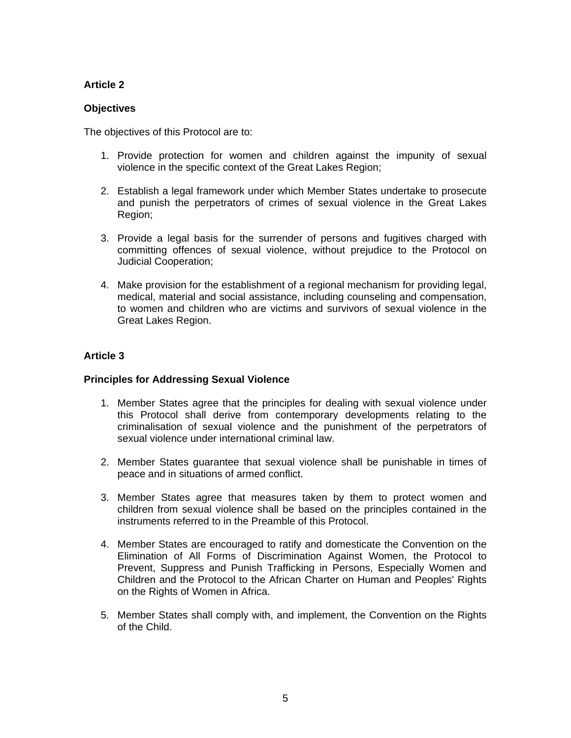**Article 2**

**Objectives**

The objectives of this Protocol are to:

1. Provide protection for women and children against the impunity of sexual violence in the specific context of the Great Lakes Region;

2. Establish a legal framework under which Member States undertake to prosecute and punish the perpetrators of crimes of sexual violence in the Great Lakes Region;

3. Provide a legal basis for the surrender of persons and fugitives charged with committing offences of sexual violence, without prejudice to the Protocol on Judicial Cooperation;

4. Make provision for the establishment of a regional mechanism for providing legal, medical, material and social assistance, including counseling and compensation, to women and children who are victims and survivors of sexual violence in the Great Lakes Region.

**Article 3**

**Principles for Addressing Sexual Violence**

1. Member States agree that the principles for dealing with sexual violence under this Protocol shall derive from contemporary developments relating to the criminalisation of sexual violence and the punishment of the perpetrators of sexual violence under international criminal law.

2. Member States guarantee that sexual violence shall be punishable in times of peace and in situations of armed conflict.

3. Member States agree that measures taken by them to protect women and children from sexual violence shall be based on the principles contained in the instruments referred to in the Preamble of this Protocol.

4. Member States are encouraged to ratify and domesticate the Convention on the Elimination of All Forms of Discrimination Against Women, the Protocol to Prevent, Suppress and Punish Trafficking in Persons, Especially Women and Children and the Protocol to the African Charter on Human and Peoples' Rights on the Rights of Women in Africa.

5. Member States shall comply with, and implement, the Convention on the Rights of the Child.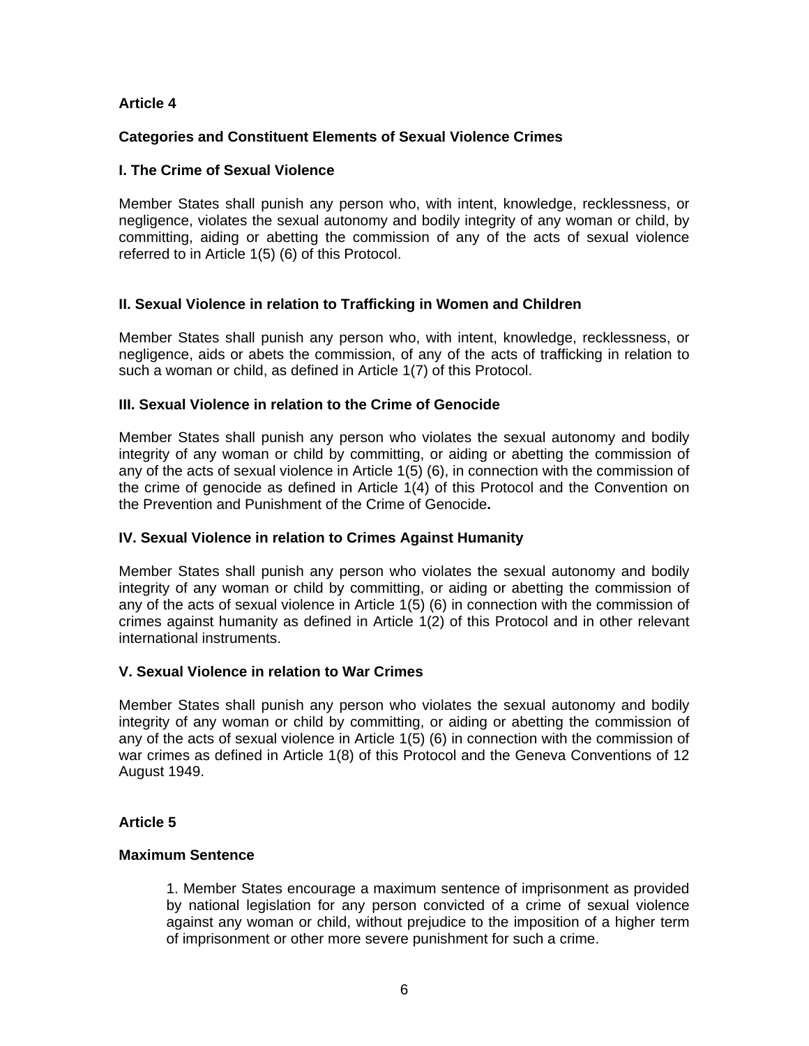## Article 4

### Categories and Constituent Elements of Sexual Violence Crimes

### I. The Crime of Sexual Violence

Member States shall punish any person who, with intent, knowledge, recklessness, or negligence, violates the sexual autonomy and bodily integrity of any woman or child, by committing, aiding or abetting the commission of any of the acts of sexual violence referred to in Article 1(5) (6) of this Protocol.

### II. Sexual Violence in relation to Trafficking in Women and Children

Member States shall punish any person who, with intent, knowledge, recklessness, or negligence, aids or abets the commission, of any of the acts of trafficking in relation to such a woman or child, as defined in Article 1(7) of this Protocol.

### III. Sexual Violence in relation to the Crime of Genocide

Member States shall punish any person who violates the sexual autonomy and bodily integrity of any woman or child by committing, or aiding or abetting the commission of any of the acts of sexual violence in Article 1(5) (6), in connection with the commission of the crime of genocide as defined in Article 1(4) of this Protocol and the Convention on the Prevention and Punishment of the Crime of Genocide**.**

### IV. Sexual Violence in relation to Crimes Against Humanity

Member States shall punish any person who violates the sexual autonomy and bodily integrity of any woman or child by committing, or aiding or abetting the commission of any of the acts of sexual violence in Article 1(5) (6) in connection with the commission of crimes against humanity as defined in Article 1(2) of this Protocol and in other relevant international instruments.

### V. Sexual Violence in relation to War Crimes

Member States shall punish any person who violates the sexual autonomy and bodily integrity of any woman or child by committing, or aiding or abetting the commission of any of the acts of sexual violence in Article 1(5) (6) in connection with the commission of war crimes as defined in Article 1(8) of this Protocol and the Geneva Conventions of 12 August 1949.

## Article 5

### Maximum Sentence

1. Member States encourage a maximum sentence of imprisonment as provided by national legislation for any person convicted of a crime of sexual violence against any woman or child, without prejudice to the imposition of a higher term of imprisonment or other more severe punishment for such a crime.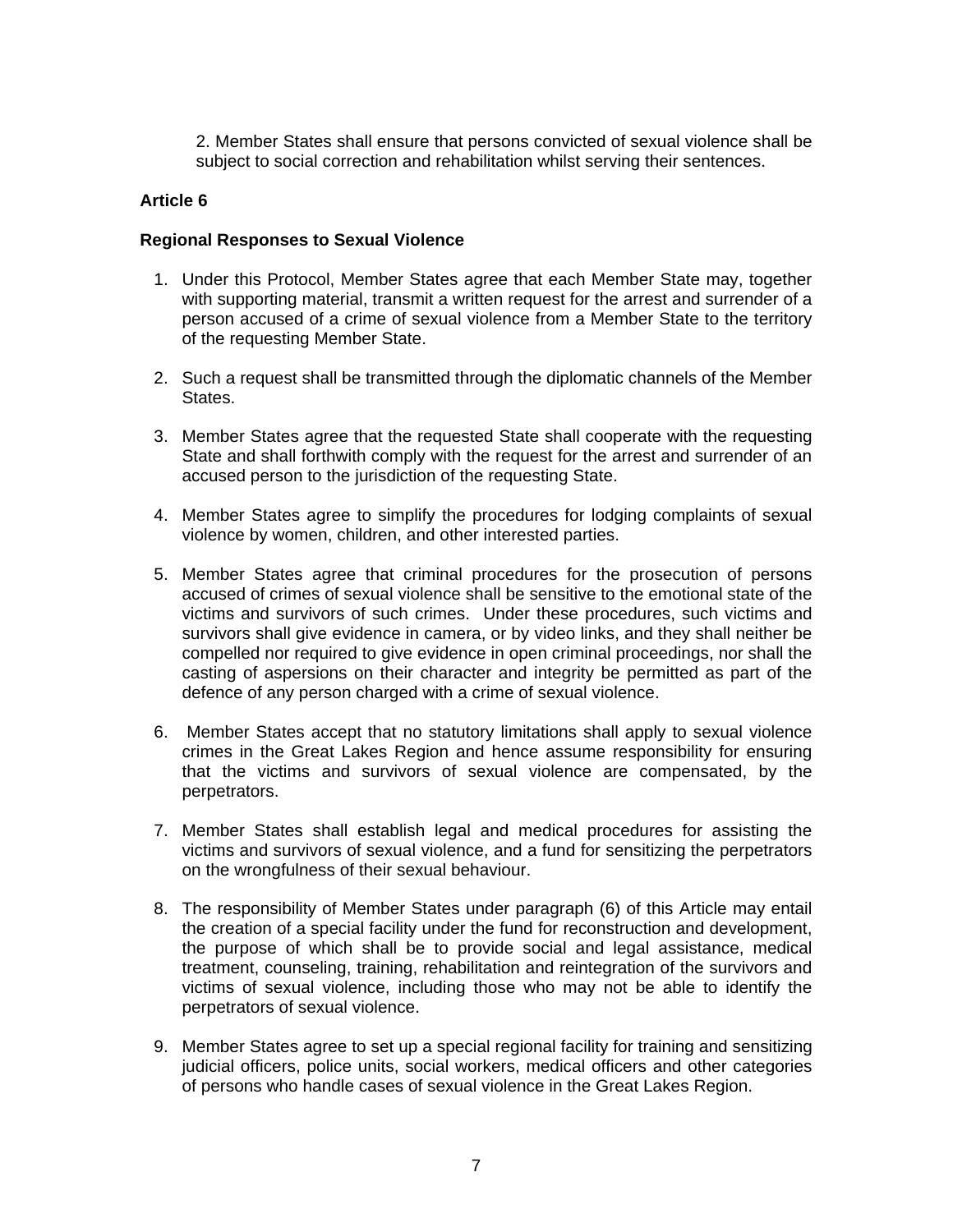2. Member States shall ensure that persons convicted of sexual violence shall be subject to social correction and rehabilitation whilst serving their sentences.

**Article 6**

**Regional Responses to Sexual Violence**

1. Under this Protocol, Member States agree that each Member State may, together with supporting material, transmit a written request for the arrest and surrender of a person accused of a crime of sexual violence from a Member State to the territory of the requesting Member State.

2. Such a request shall be transmitted through the diplomatic channels of the Member States.

3. Member States agree that the requested State shall cooperate with the requesting State and shall forthwith comply with the request for the arrest and surrender of an accused person to the jurisdiction of the requesting State.

4. Member States agree to simplify the procedures for lodging complaints of sexual violence by women, children, and other interested parties.

5. Member States agree that criminal procedures for the prosecution of persons accused of crimes of sexual violence shall be sensitive to the emotional state of the victims and survivors of such crimes. Under these procedures, such victims and survivors shall give evidence in camera, or by video links, and they shall neither be compelled nor required to give evidence in open criminal proceedings, nor shall the casting of aspersions on their character and integrity be permitted as part of the defence of any person charged with a crime of sexual violence.

6. Member States accept that no statutory limitations shall apply to sexual violence crimes in the Great Lakes Region and hence assume responsibility for ensuring that the victims and survivors of sexual violence are compensated, by the perpetrators.

7. Member States shall establish legal and medical procedures for assisting the victims and survivors of sexual violence, and a fund for sensitizing the perpetrators on the wrongfulness of their sexual behaviour.

8. The responsibility of Member States under paragraph (6) of this Article may entail the creation of a special facility under the fund for reconstruction and development, the purpose of which shall be to provide social and legal assistance, medical treatment, counseling, training, rehabilitation and reintegration of the survivors and victims of sexual violence, including those who may not be able to identify the perpetrators of sexual violence.

9. Member States agree to set up a special regional facility for training and sensitizing judicial officers, police units, social workers, medical officers and other categories of persons who handle cases of sexual violence in the Great Lakes Region.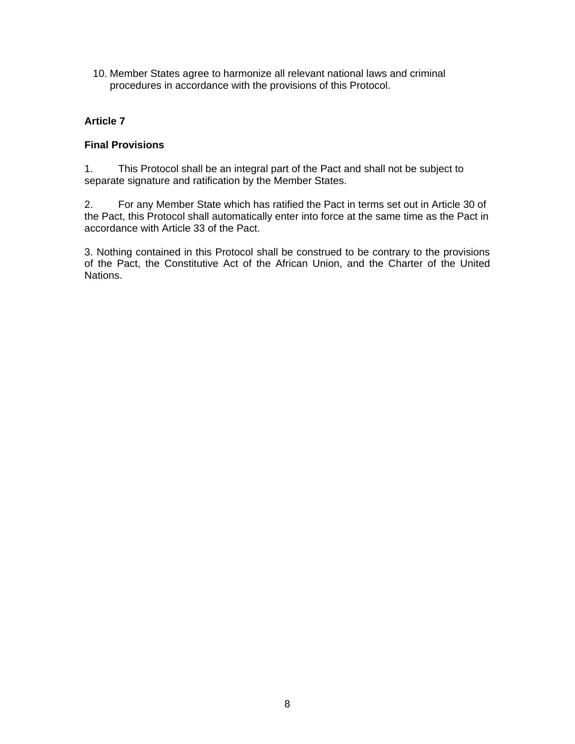10. Member States agree to harmonize all relevant national laws and criminal procedures in accordance with the provisions of this Protocol.

**Article 7**

**Final Provisions**

1. This Protocol shall be an integral part of the Pact and shall not be subject to separate signature and ratification by the Member States.

2. For any Member State which has ratified the Pact in terms set out in Article 30 of the Pact, this Protocol shall automatically enter into force at the same time as the Pact in accordance with Article 33 of the Pact.

3. Nothing contained in this Protocol shall be construed to be contrary to the provisions of the Pact, the Constitutive Act of the African Union, and the Charter of the United Nations.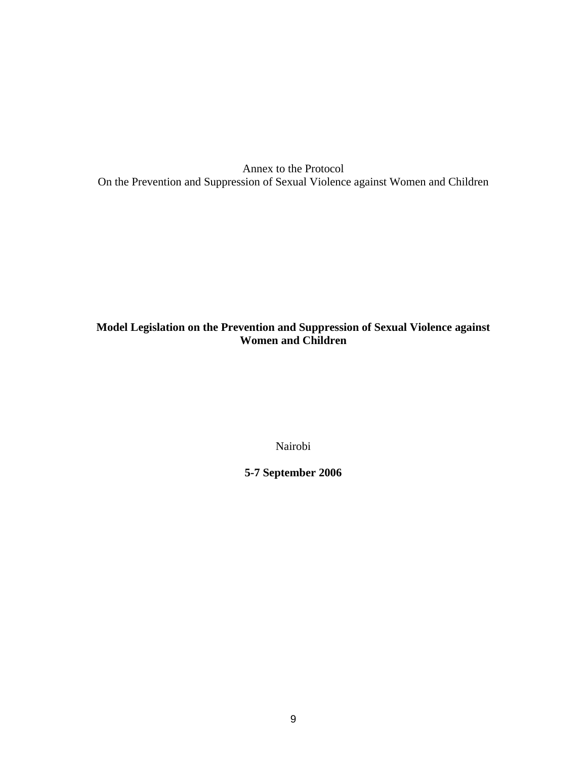Annex to the Protocol
On the Prevention and Suppression of Sexual Violence against Women and Children

# Model Legislation on the Prevention and Suppression of Sexual Violence against Women and Children

Nairobi

**5-7 September 2006**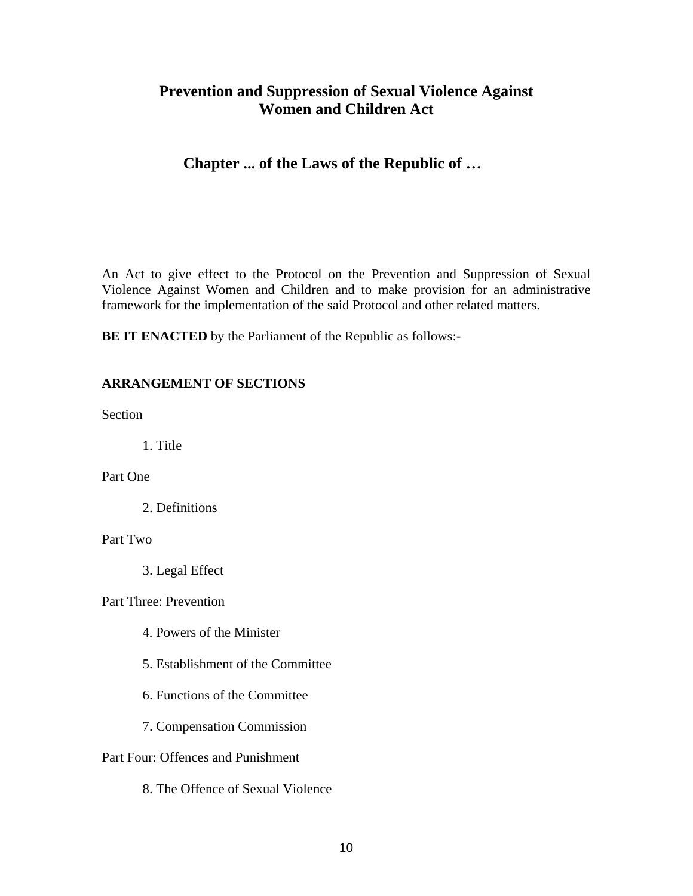# Prevention and Suppression of Sexual Violence Against Women and Children Act

## Chapter ... of the Laws of the Republic of …

An Act to give effect to the Protocol on the Prevention and Suppression of Sexual Violence Against Women and Children and to make provision for an administrative framework for the implementation of the said Protocol and other related matters.

**BE IT ENACTED** by the Parliament of the Republic as follows:-

**ARRANGEMENT OF SECTIONS**

Section

1. Title

Part One

2. Definitions

Part Two

3. Legal Effect

Part Three: Prevention

4. Powers of the Minister

5. Establishment of the Committee

6. Functions of the Committee

7. Compensation Commission

Part Four: Offences and Punishment

8. The Offence of Sexual Violence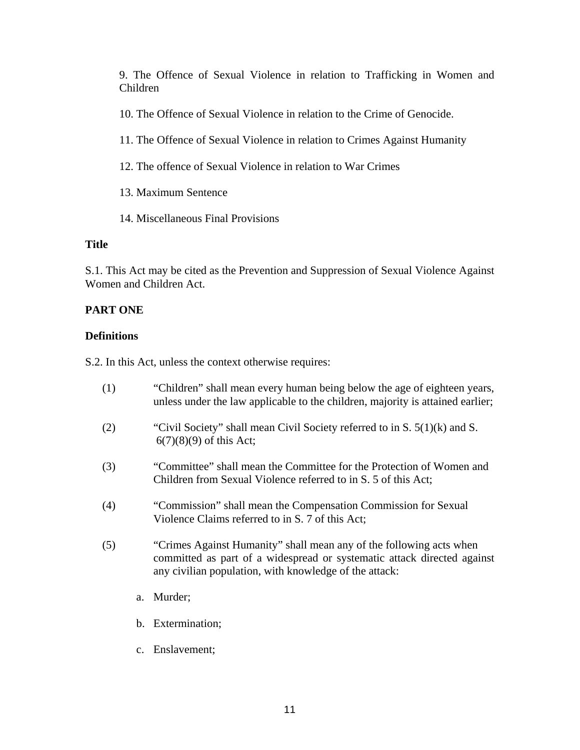9. The Offence of Sexual Violence in relation to Trafficking in Women and Children

10. The Offence of Sexual Violence in relation to the Crime of Genocide.

11. The Offence of Sexual Violence in relation to Crimes Against Humanity

12. The offence of Sexual Violence in relation to War Crimes

13. Maximum Sentence

14. Miscellaneous Final Provisions

**Title**

S.1. This Act may be cited as the Prevention and Suppression of Sexual Violence Against Women and Children Act.

**PART ONE**

**Definitions**

S.2. In this Act, unless the context otherwise requires:

(1) "Children" shall mean every human being below the age of eighteen years, unless under the law applicable to the children, majority is attained earlier;

(2) "Civil Society" shall mean Civil Society referred to in S. 5(1)(k) and S. 6(7)(8)(9) of this Act;

(3) "Committee" shall mean the Committee for the Protection of Women and Children from Sexual Violence referred to in S. 5 of this Act;

(4) "Commission" shall mean the Compensation Commission for Sexual Violence Claims referred to in S. 7 of this Act;

(5) "Crimes Against Humanity" shall mean any of the following acts when committed as part of a widespread or systematic attack directed against any civilian population, with knowledge of the attack:

a. Murder;

b. Extermination;

c. Enslavement;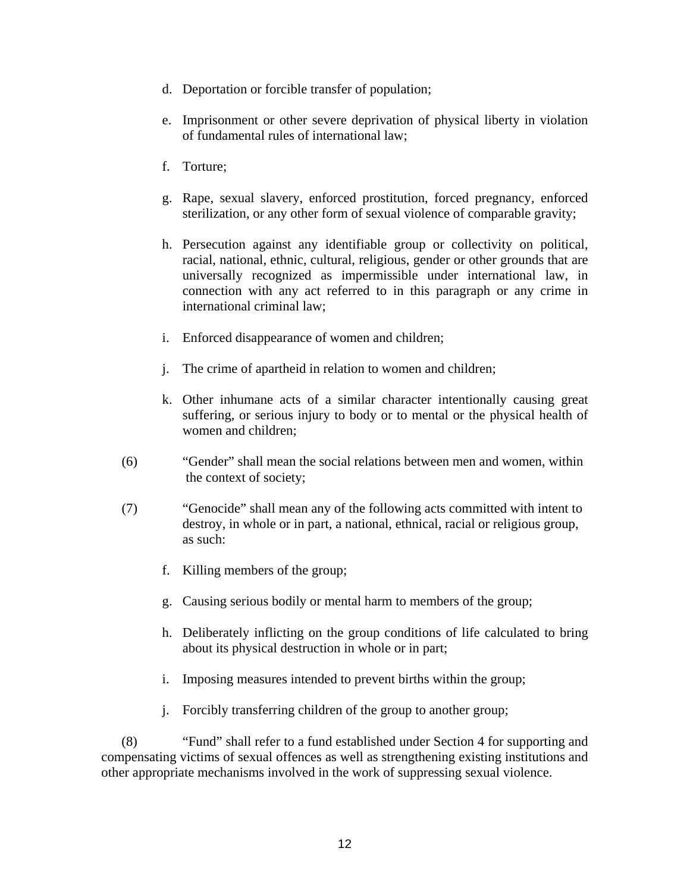d. Deportation or forcible transfer of population;

e. Imprisonment or other severe deprivation of physical liberty in violation of fundamental rules of international law;

f. Torture;

g. Rape, sexual slavery, enforced prostitution, forced pregnancy, enforced sterilization, or any other form of sexual violence of comparable gravity;

h. Persecution against any identifiable group or collectivity on political, racial, national, ethnic, cultural, religious, gender or other grounds that are universally recognized as impermissible under international law, in connection with any act referred to in this paragraph or any crime in international criminal law;

i. Enforced disappearance of women and children;

j. The crime of apartheid in relation to women and children;

k. Other inhumane acts of a similar character intentionally causing great suffering, or serious injury to body or to mental or the physical health of women and children;

(6) "Gender" shall mean the social relations between men and women, within the context of society;

(7) "Genocide" shall mean any of the following acts committed with intent to destroy, in whole or in part, a national, ethnical, racial or religious group, as such:

f. Killing members of the group;

g. Causing serious bodily or mental harm to members of the group;

h. Deliberately inflicting on the group conditions of life calculated to bring about its physical destruction in whole or in part;

i. Imposing measures intended to prevent births within the group;

j. Forcibly transferring children of the group to another group;

(8) "Fund" shall refer to a fund established under Section 4 for supporting and compensating victims of sexual offences as well as strengthening existing institutions and other appropriate mechanisms involved in the work of suppressing sexual violence.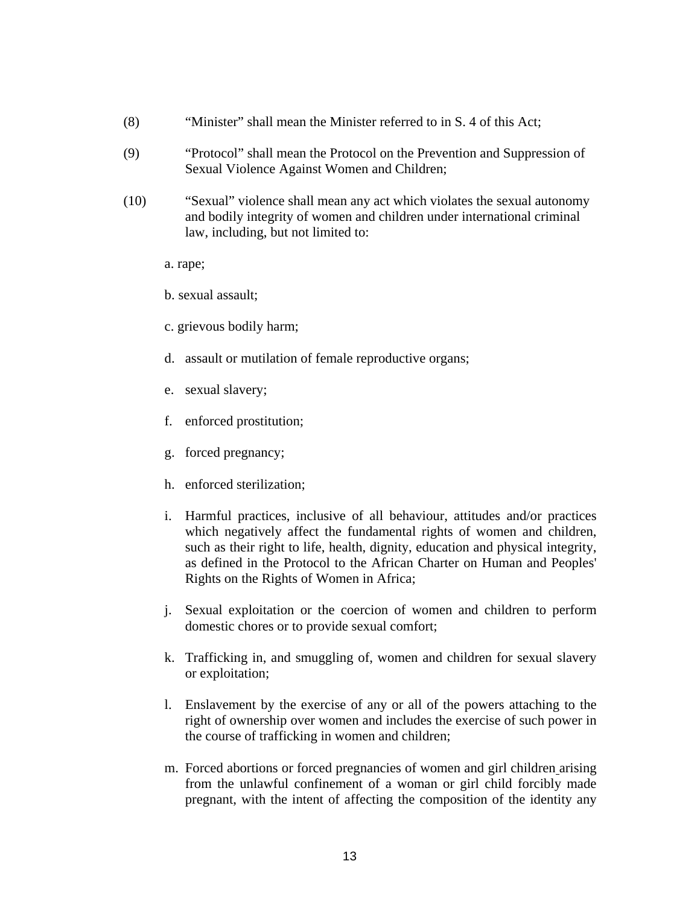(8) “Minister” shall mean the Minister referred to in S. 4 of this Act;

(9) “Protocol” shall mean the Protocol on the Prevention and Suppression of Sexual Violence Against Women and Children;

(10) “Sexual” violence shall mean any act which violates the sexual autonomy and bodily integrity of women and children under international criminal law, including, but not limited to:

a. rape;

b. sexual assault;

c. grievous bodily harm;

d. assault or mutilation of female reproductive organs;

e. sexual slavery;

f. enforced prostitution;

g. forced pregnancy;

h. enforced sterilization;

i. Harmful practices, inclusive of all behaviour, attitudes and/or practices which negatively affect the fundamental rights of women and children, such as their right to life, health, dignity, education and physical integrity, as defined in the Protocol to the African Charter on Human and Peoples' Rights on the Rights of Women in Africa;

j. Sexual exploitation or the coercion of women and children to perform domestic chores or to provide sexual comfort;

k. Trafficking in, and smuggling of, women and children for sexual slavery or exploitation;

l. Enslavement by the exercise of any or all of the powers attaching to the right of ownership over women and includes the exercise of such power in the course of trafficking in women and children;

m. Forced abortions or forced pregnancies of women and girl children arising from the unlawful confinement of a woman or girl child forcibly made pregnant, with the intent of affecting the composition of the identity any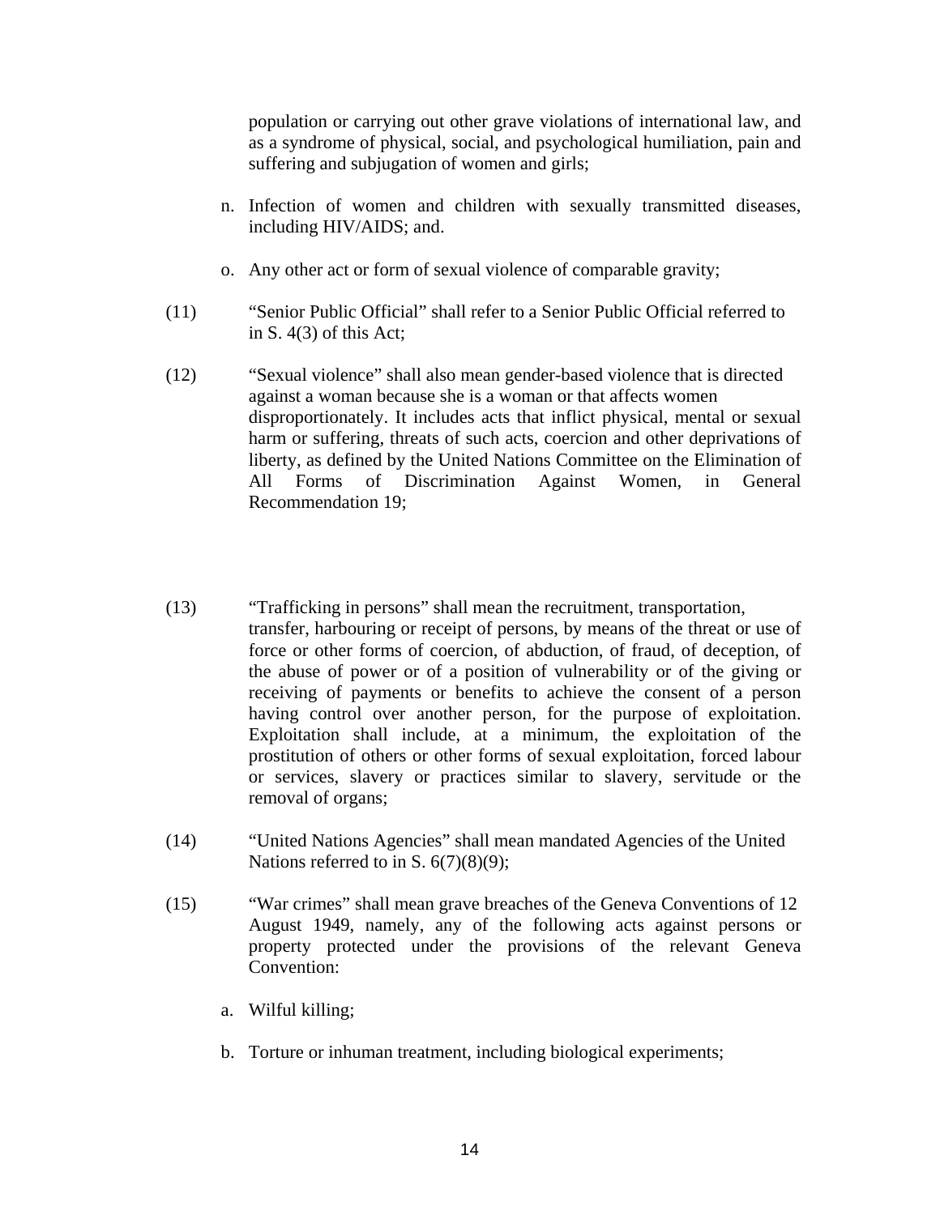population or carrying out other grave violations of international law, and as a syndrome of physical, social, and psychological humiliation, pain and suffering and subjugation of women and girls;

n. Infection of women and children with sexually transmitted diseases, including HIV/AIDS; and.

o. Any other act or form of sexual violence of comparable gravity;

(11) "Senior Public Official" shall refer to a Senior Public Official referred to in S. 4(3) of this Act;

(12) "Sexual violence" shall also mean gender-based violence that is directed against a woman because she is a woman or that affects women disproportionately. It includes acts that inflict physical, mental or sexual harm or suffering, threats of such acts, coercion and other deprivations of liberty, as defined by the United Nations Committee on the Elimination of All Forms of Discrimination Against Women, in General Recommendation 19;

(13) "Trafficking in persons" shall mean the recruitment, transportation, transfer, harbouring or receipt of persons, by means of the threat or use of force or other forms of coercion, of abduction, of fraud, of deception, of the abuse of power or of a position of vulnerability or of the giving or receiving of payments or benefits to achieve the consent of a person having control over another person, for the purpose of exploitation. Exploitation shall include, at a minimum, the exploitation of the prostitution of others or other forms of sexual exploitation, forced labour or services, slavery or practices similar to slavery, servitude or the removal of organs;

(14) "United Nations Agencies" shall mean mandated Agencies of the United Nations referred to in S. 6(7)(8)(9);

(15) "War crimes" shall mean grave breaches of the Geneva Conventions of 12 August 1949, namely, any of the following acts against persons or property protected under the provisions of the relevant Geneva Convention:

a. Wilful killing;

b. Torture or inhuman treatment, including biological experiments;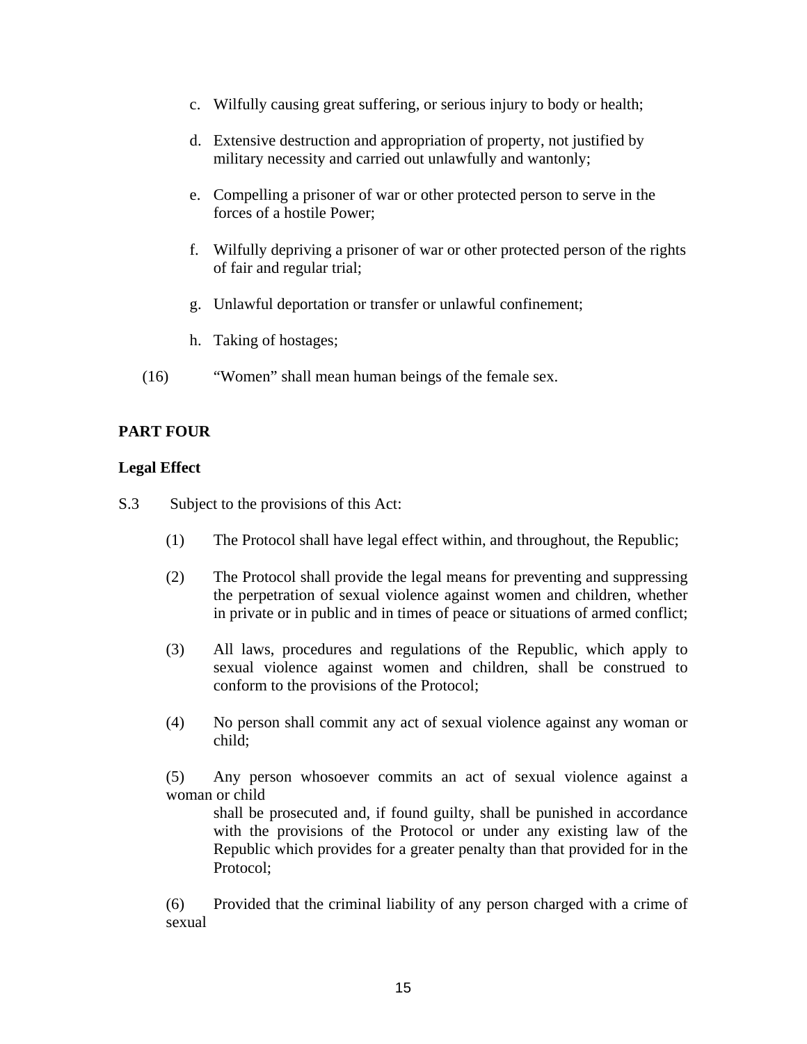c. Wilfully causing great suffering, or serious injury to body or health;

d. Extensive destruction and appropriation of property, not justified by military necessity and carried out unlawfully and wantonly;

e. Compelling a prisoner of war or other protected person to serve in the forces of a hostile Power;

f. Wilfully depriving a prisoner of war or other protected person of the rights of fair and regular trial;

g. Unlawful deportation or transfer or unlawful confinement;

h. Taking of hostages;

(16) "Women" shall mean human beings of the female sex.

**PART FOUR**

**Legal Effect**

S.3 Subject to the provisions of this Act:

(1) The Protocol shall have legal effect within, and throughout, the Republic;

(2) The Protocol shall provide the legal means for preventing and suppressing the perpetration of sexual violence against women and children, whether in private or in public and in times of peace or situations of armed conflict;

(3) All laws, procedures and regulations of the Republic, which apply to sexual violence against women and children, shall be construed to conform to the provisions of the Protocol;

(4) No person shall commit any act of sexual violence against any woman or child;

(5) Any person whosoever commits an act of sexual violence against a woman or child
shall be prosecuted and, if found guilty, shall be punished in accordance with the provisions of the Protocol or under any existing law of the Republic which provides for a greater penalty than that provided for in the Protocol;

(6) Provided that the criminal liability of any person charged with a crime of sexual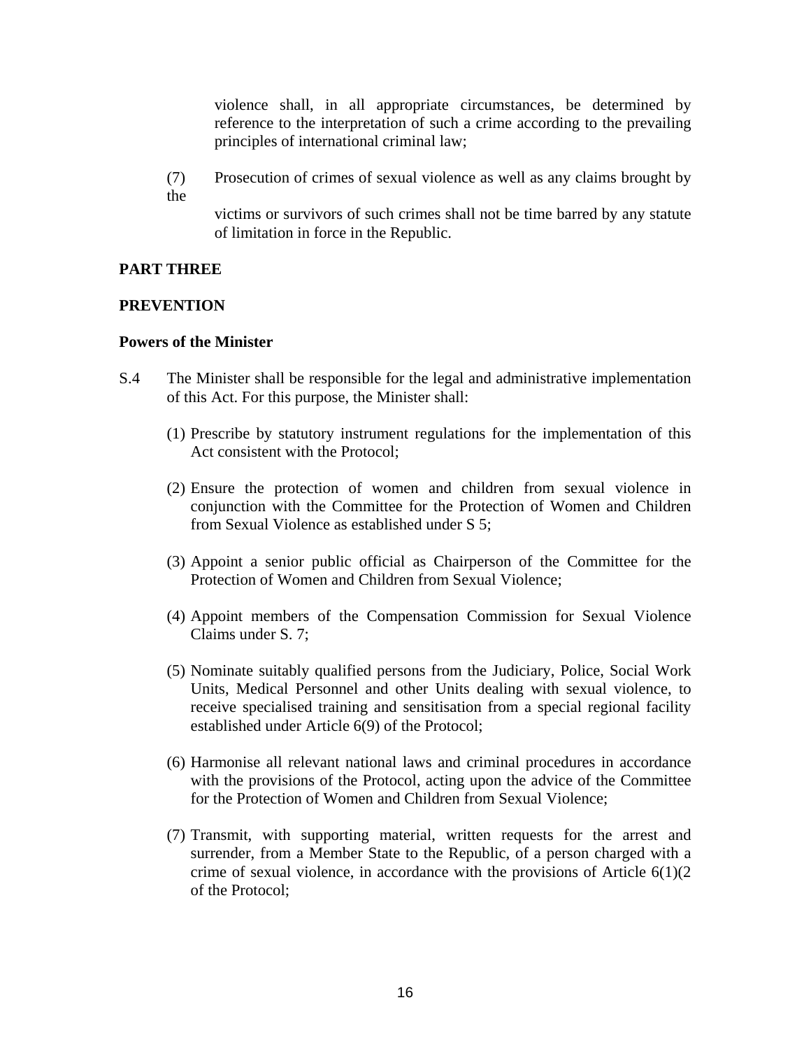violence shall, in all appropriate circumstances, be determined by reference to the interpretation of such a crime according to the prevailing principles of international criminal law;

(7) Prosecution of crimes of sexual violence as well as any claims brought by the victims or survivors of such crimes shall not be time barred by any statute of limitation in force in the Republic.

**PART THREE**

**PREVENTION**

**Powers of the Minister**

S.4 The Minister shall be responsible for the legal and administrative implementation of this Act. For this purpose, the Minister shall:

(1) Prescribe by statutory instrument regulations for the implementation of this Act consistent with the Protocol;

(2) Ensure the protection of women and children from sexual violence in conjunction with the Committee for the Protection of Women and Children from Sexual Violence as established under S 5;

(3) Appoint a senior public official as Chairperson of the Committee for the Protection of Women and Children from Sexual Violence;

(4) Appoint members of the Compensation Commission for Sexual Violence Claims under S. 7;

(5) Nominate suitably qualified persons from the Judiciary, Police, Social Work Units, Medical Personnel and other Units dealing with sexual violence, to receive specialised training and sensitisation from a special regional facility established under Article 6(9) of the Protocol;

(6) Harmonise all relevant national laws and criminal procedures in accordance with the provisions of the Protocol, acting upon the advice of the Committee for the Protection of Women and Children from Sexual Violence;

(7) Transmit, with supporting material, written requests for the arrest and surrender, from a Member State to the Republic, of a person charged with a crime of sexual violence, in accordance with the provisions of Article 6(1)(2 of the Protocol;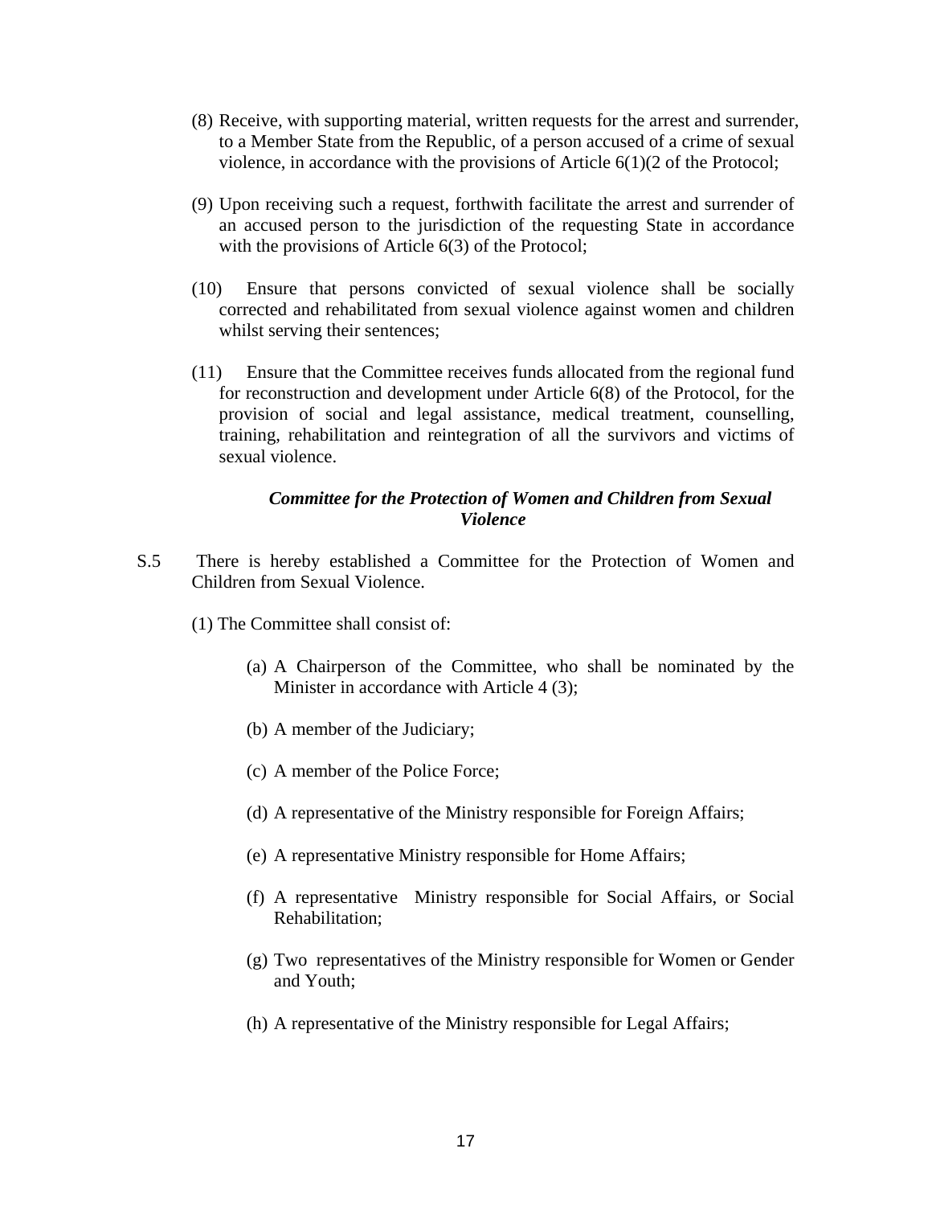(8) Receive, with supporting material, written requests for the arrest and surrender, to a Member State from the Republic, of a person accused of a crime of sexual violence, in accordance with the provisions of Article 6(1)(2 of the Protocol;

(9) Upon receiving such a request, forthwith facilitate the arrest and surrender of an accused person to the jurisdiction of the requesting State in accordance with the provisions of Article 6(3) of the Protocol;

(10) Ensure that persons convicted of sexual violence shall be socially corrected and rehabilitated from sexual violence against women and children whilst serving their sentences;

(11) Ensure that the Committee receives funds allocated from the regional fund for reconstruction and development under Article 6(8) of the Protocol, for the provision of social and legal assistance, medical treatment, counselling, training, rehabilitation and reintegration of all the survivors and victims of sexual violence.

***Committee for the Protection of Women and Children from Sexual Violence***

S.5 There is hereby established a Committee for the Protection of Women and Children from Sexual Violence.

(1) The Committee shall consist of:

(a) A Chairperson of the Committee, who shall be nominated by the Minister in accordance with Article 4 (3);

(b) A member of the Judiciary;

(c) A member of the Police Force;

(d) A representative of the Ministry responsible for Foreign Affairs;

(e) A representative Ministry responsible for Home Affairs;

(f) A representative Ministry responsible for Social Affairs, or Social Rehabilitation;

(g) Two representatives of the Ministry responsible for Women or Gender and Youth;

(h) A representative of the Ministry responsible for Legal Affairs;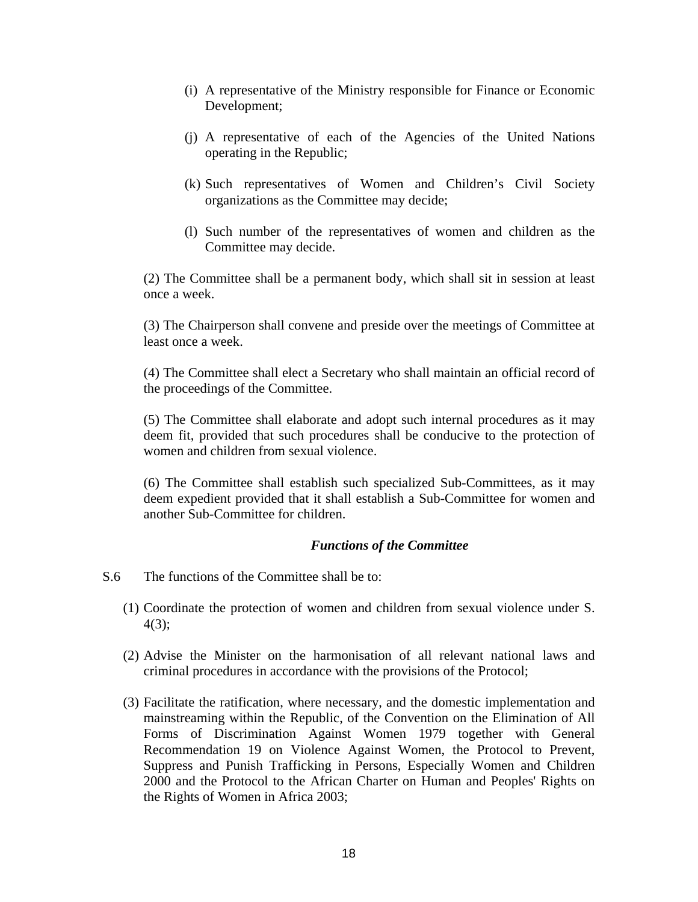(i) A representative of the Ministry responsible for Finance or Economic Development;

(j) A representative of each of the Agencies of the United Nations operating in the Republic;

(k) Such representatives of Women and Children's Civil Society organizations as the Committee may decide;

(l) Such number of the representatives of women and children as the Committee may decide.

(2) The Committee shall be a permanent body, which shall sit in session at least once a week.

(3) The Chairperson shall convene and preside over the meetings of Committee at least once a week.

(4) The Committee shall elect a Secretary who shall maintain an official record of the proceedings of the Committee.

(5) The Committee shall elaborate and adopt such internal procedures as it may deem fit, provided that such procedures shall be conducive to the protection of women and children from sexual violence.

(6) The Committee shall establish such specialized Sub-Committees, as it may deem expedient provided that it shall establish a Sub-Committee for women and another Sub-Committee for children.

***Functions of the Committee***

S.6 The functions of the Committee shall be to:

(1) Coordinate the protection of women and children from sexual violence under S. 4(3);

(2) Advise the Minister on the harmonisation of all relevant national laws and criminal procedures in accordance with the provisions of the Protocol;

(3) Facilitate the ratification, where necessary, and the domestic implementation and mainstreaming within the Republic, of the Convention on the Elimination of All Forms of Discrimination Against Women 1979 together with General Recommendation 19 on Violence Against Women, the Protocol to Prevent, Suppress and Punish Trafficking in Persons, Especially Women and Children 2000 and the Protocol to the African Charter on Human and Peoples' Rights on the Rights of Women in Africa 2003;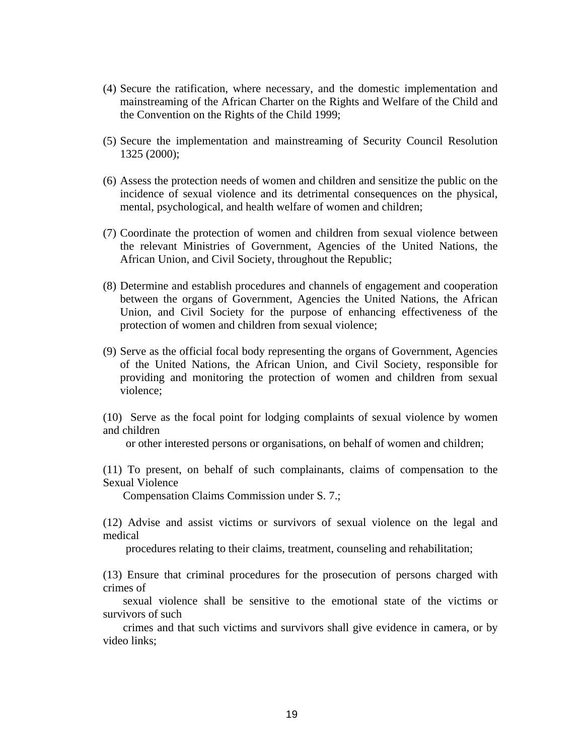(4) Secure the ratification, where necessary, and the domestic implementation and mainstreaming of the African Charter on the Rights and Welfare of the Child and the Convention on the Rights of the Child 1999;

(5) Secure the implementation and mainstreaming of Security Council Resolution 1325 (2000);

(6) Assess the protection needs of women and children and sensitize the public on the incidence of sexual violence and its detrimental consequences on the physical, mental, psychological, and health welfare of women and children;

(7) Coordinate the protection of women and children from sexual violence between the relevant Ministries of Government, Agencies of the United Nations, the African Union, and Civil Society, throughout the Republic;

(8) Determine and establish procedures and channels of engagement and cooperation between the organs of Government, Agencies the United Nations, the African Union, and Civil Society for the purpose of enhancing effectiveness of the protection of women and children from sexual violence;

(9) Serve as the official focal body representing the organs of Government, Agencies of the United Nations, the African Union, and Civil Society, responsible for providing and monitoring the protection of women and children from sexual violence;

(10) Serve as the focal point for lodging complaints of sexual violence by women and children or other interested persons or organisations, on behalf of women and children;

(11) To present, on behalf of such complainants, claims of compensation to the Sexual Violence Compensation Claims Commission under S. 7.;

(12) Advise and assist victims or survivors of sexual violence on the legal and medical procedures relating to their claims, treatment, counseling and rehabilitation;

(13) Ensure that criminal procedures for the prosecution of persons charged with crimes of sexual violence shall be sensitive to the emotional state of the victims or survivors of such crimes and that such victims and survivors shall give evidence in camera, or by video links;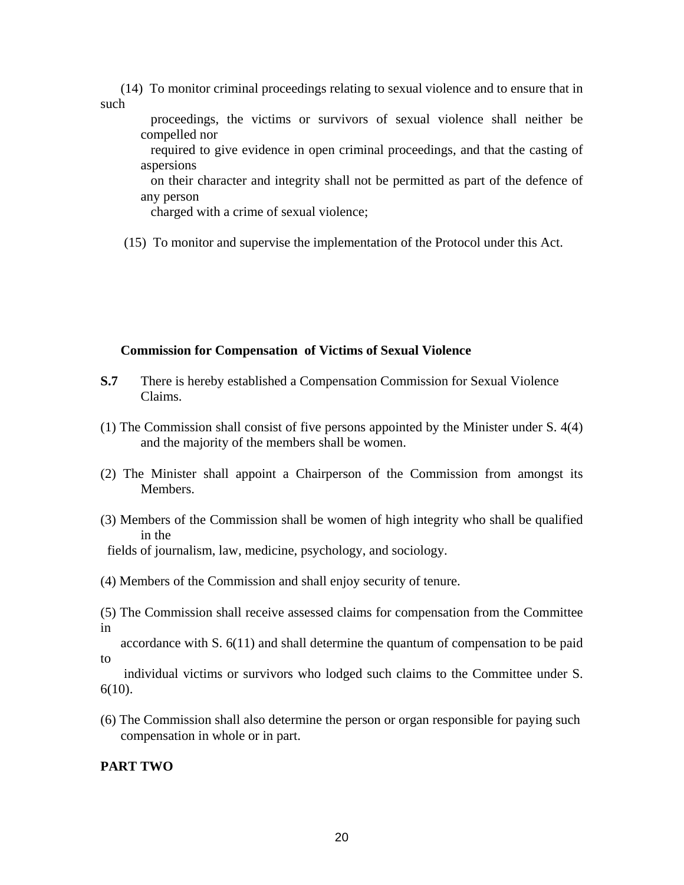(14) To monitor criminal proceedings relating to sexual violence and to ensure that in such proceedings, the victims or survivors of sexual violence shall neither be compelled nor required to give evidence in open criminal proceedings, and that the casting of aspersions on their character and integrity shall not be permitted as part of the defence of any person charged with a crime of sexual violence;

(15) To monitor and supervise the implementation of the Protocol under this Act.

**Commission for Compensation of Victims of Sexual Violence**

**S.7** There is hereby established a Compensation Commission for Sexual Violence Claims.

(1) The Commission shall consist of five persons appointed by the Minister under S. 4(4) and the majority of the members shall be women.

(2) The Minister shall appoint a Chairperson of the Commission from amongst its Members.

(3) Members of the Commission shall be women of high integrity who shall be qualified in the fields of journalism, law, medicine, psychology, and sociology.

(4) Members of the Commission and shall enjoy security of tenure.

(5) The Commission shall receive assessed claims for compensation from the Committee in accordance with S. 6(11) and shall determine the quantum of compensation to be paid to individual victims or survivors who lodged such claims to the Committee under S. 6(10).

(6) The Commission shall also determine the person or organ responsible for paying such compensation in whole or in part.

**PART TWO**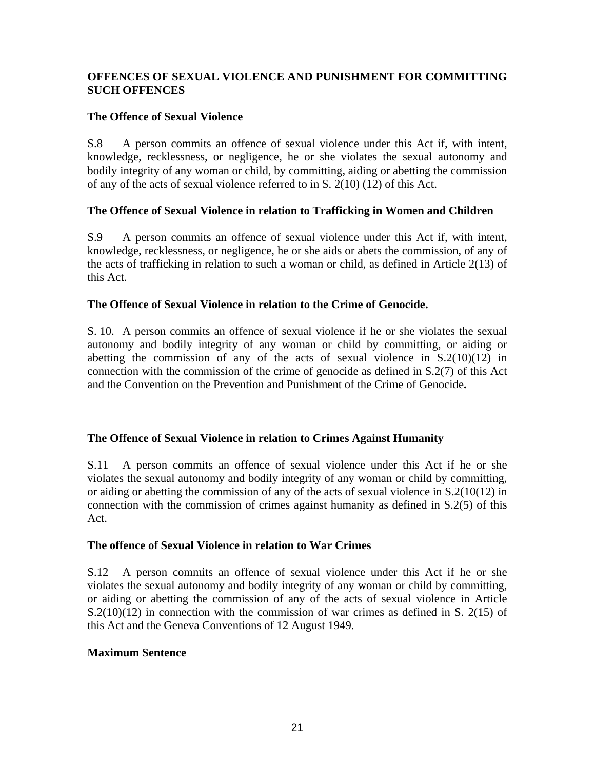**OFFENCES OF SEXUAL VIOLENCE AND PUNISHMENT FOR COMMITTING SUCH OFFENCES**

**The Offence of Sexual Violence**

S.8 A person commits an offence of sexual violence under this Act if, with intent, knowledge, recklessness, or negligence, he or she violates the sexual autonomy and bodily integrity of any woman or child, by committing, aiding or abetting the commission of any of the acts of sexual violence referred to in S. 2(10) (12) of this Act.

**The Offence of Sexual Violence in relation to Trafficking in Women and Children**

S.9 A person commits an offence of sexual violence under this Act if, with intent, knowledge, recklessness, or negligence, he or she aids or abets the commission, of any of the acts of trafficking in relation to such a woman or child, as defined in Article 2(13) of this Act.

**The Offence of Sexual Violence in relation to the Crime of Genocide.**

S. 10. A person commits an offence of sexual violence if he or she violates the sexual autonomy and bodily integrity of any woman or child by committing, or aiding or abetting the commission of any of the acts of sexual violence in S.2(10)(12) in connection with the commission of the crime of genocide as defined in S.2(7) of this Act and the Convention on the Prevention and Punishment of the Crime of Genocide**.**

**The Offence of Sexual Violence in relation to Crimes Against Humanity**

S.11 A person commits an offence of sexual violence under this Act if he or she violates the sexual autonomy and bodily integrity of any woman or child by committing, or aiding or abetting the commission of any of the acts of sexual violence in S.2(10(12) in connection with the commission of crimes against humanity as defined in S.2(5) of this Act.

**The offence of Sexual Violence in relation to War Crimes**

S.12 A person commits an offence of sexual violence under this Act if he or she violates the sexual autonomy and bodily integrity of any woman or child by committing, or aiding or abetting the commission of any of the acts of sexual violence in Article S.2(10)(12) in connection with the commission of war crimes as defined in S. 2(15) of this Act and the Geneva Conventions of 12 August 1949.

**Maximum Sentence**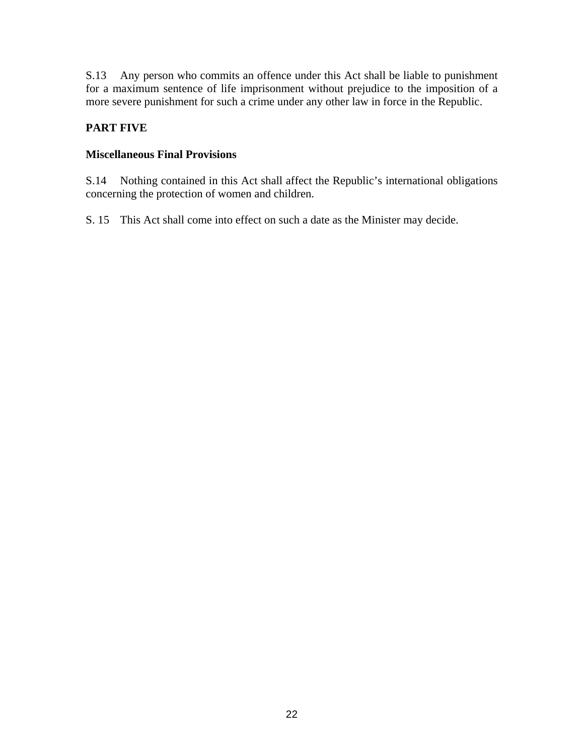S.13 Any person who commits an offence under this Act shall be liable to punishment for a maximum sentence of life imprisonment without prejudice to the imposition of a more severe punishment for such a crime under any other law in force in the Republic.

**PART FIVE**

**Miscellaneous Final Provisions**

S.14 Nothing contained in this Act shall affect the Republic's international obligations concerning the protection of women and children.

S. 15 This Act shall come into effect on such a date as the Minister may decide.